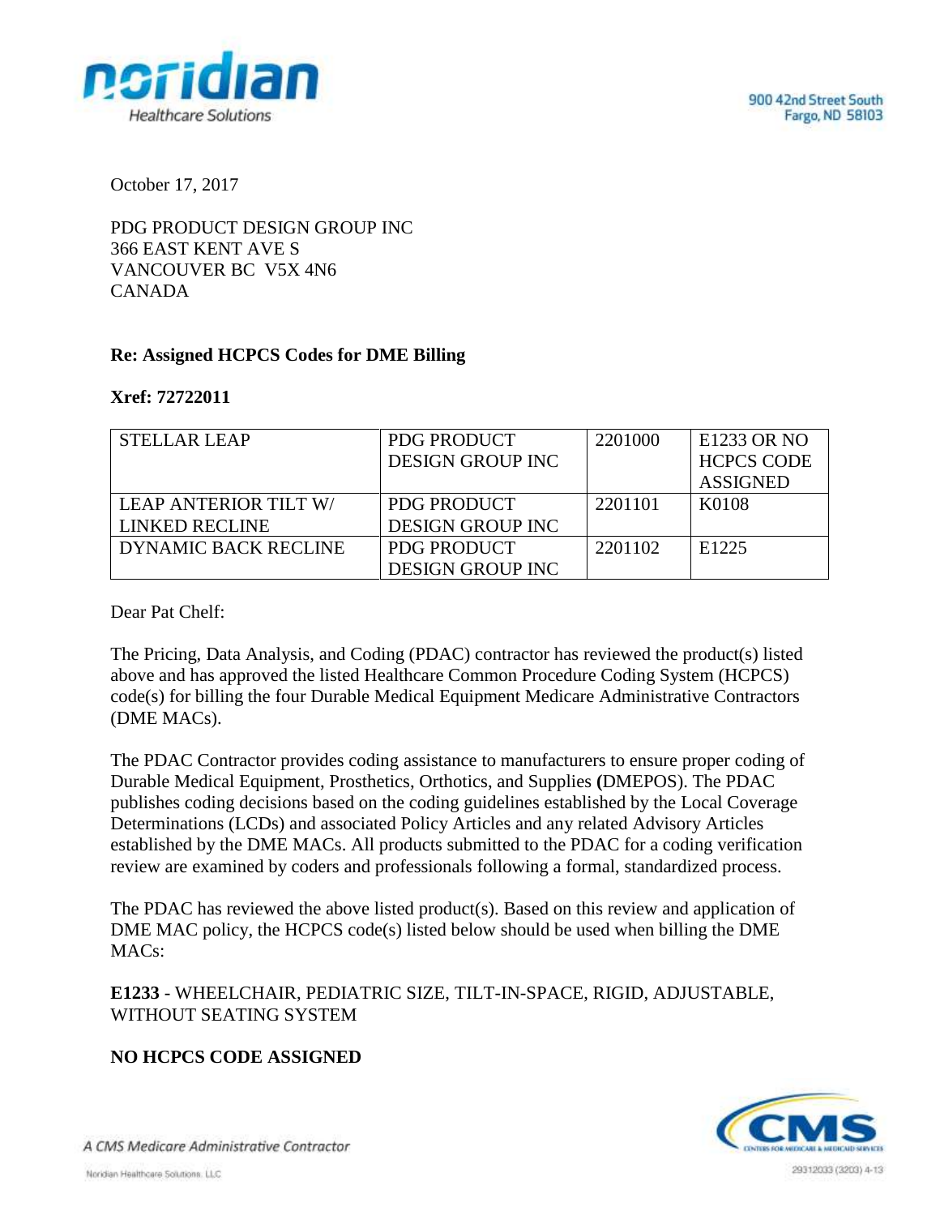900 42nd Street South
Fargo, ND 58103

October 17, 2017

PDG PRODUCT DESIGN GROUP INC
366 EAST KENT AVE S
VANCOUVER BC V5X 4N6
CANADA

**Re: Assigned HCPCS Codes for DME Billing**

**Xref: 72722011**

| | | | |
|---|---|---|---|
| STELLAR LEAP | PDG PRODUCT DESIGN GROUP INC | 2201000 | E1233 OR NO HCPCS CODE ASSIGNED |
| LEAP ANTERIOR TILT W/ LINKED RECLINE | PDG PRODUCT DESIGN GROUP INC | 2201101 | K0108 |
| DYNAMIC BACK RECLINE | PDG PRODUCT DESIGN GROUP INC | 2201102 | E1225 |

Dear Pat Chelf:

The Pricing, Data Analysis, and Coding (PDAC) contractor has reviewed the product(s) listed above and has approved the listed Healthcare Common Procedure Coding System (HCPCS) code(s) for billing the four Durable Medical Equipment Medicare Administrative Contractors (DME MACs).

The PDAC Contractor provides coding assistance to manufacturers to ensure proper coding of Durable Medical Equipment, Prosthetics, Orthotics, and Supplies (DMEPOS). The PDAC publishes coding decisions based on the coding guidelines established by the Local Coverage Determinations (LCDs) and associated Policy Articles and any related Advisory Articles established by the DME MACs. All products submitted to the PDAC for a coding verification review are examined by coders and professionals following a formal, standardized process.

The PDAC has reviewed the above listed product(s). Based on this review and application of DME MAC policy, the HCPCS code(s) listed below should be used when billing the DME MACs:

**E1233** - WHEELCHAIR, PEDIATRIC SIZE, TILT-IN-SPACE, RIGID, ADJUSTABLE, WITHOUT SEATING SYSTEM

**NO HCPCS CODE ASSIGNED**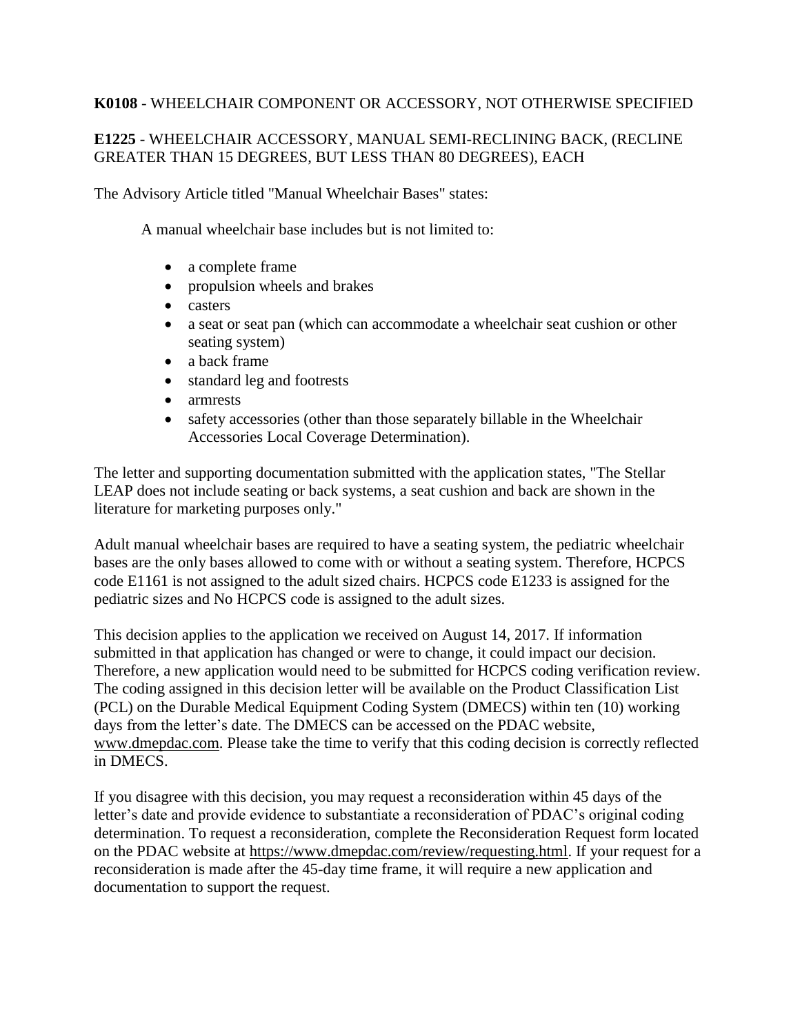**K0108** - WHEELCHAIR COMPONENT OR ACCESSORY, NOT OTHERWISE SPECIFIED

**E1225** - WHEELCHAIR ACCESSORY, MANUAL SEMI-RECLINING BACK, (RECLINE GREATER THAN 15 DEGREES, BUT LESS THAN 80 DEGREES), EACH

The Advisory Article titled "Manual Wheelchair Bases" states:

> A manual wheelchair base includes but is not limited to:
>
> - a complete frame
> - propulsion wheels and brakes
> - casters
> - a seat or seat pan (which can accommodate a wheelchair seat cushion or other seating system)
> - a back frame
> - standard leg and footrests
> - armrests
> - safety accessories (other than those separately billable in the Wheelchair Accessories Local Coverage Determination).

The letter and supporting documentation submitted with the application states, "The Stellar LEAP does not include seating or back systems, a seat cushion and back are shown in the literature for marketing purposes only."

Adult manual wheelchair bases are required to have a seating system, the pediatric wheelchair bases are the only bases allowed to come with or without a seating system. Therefore, HCPCS code E1161 is not assigned to the adult sized chairs. HCPCS code E1233 is assigned for the pediatric sizes and No HCPCS code is assigned to the adult sizes.

This decision applies to the application we received on August 14, 2017. If information submitted in that application has changed or were to change, it could impact our decision. Therefore, a new application would need to be submitted for HCPCS coding verification review. The coding assigned in this decision letter will be available on the Product Classification List (PCL) on the Durable Medical Equipment Coding System (DMECS) within ten (10) working days from the letter's date. The DMECS can be accessed on the PDAC website, www.dmepdac.com. Please take the time to verify that this coding decision is correctly reflected in DMECS.

If you disagree with this decision, you may request a reconsideration within 45 days of the letter's date and provide evidence to substantiate a reconsideration of PDAC's original coding determination. To request a reconsideration, complete the Reconsideration Request form located on the PDAC website at https://www.dmepdac.com/review/requesting.html. If your request for a reconsideration is made after the 45-day time frame, it will require a new application and documentation to support the request.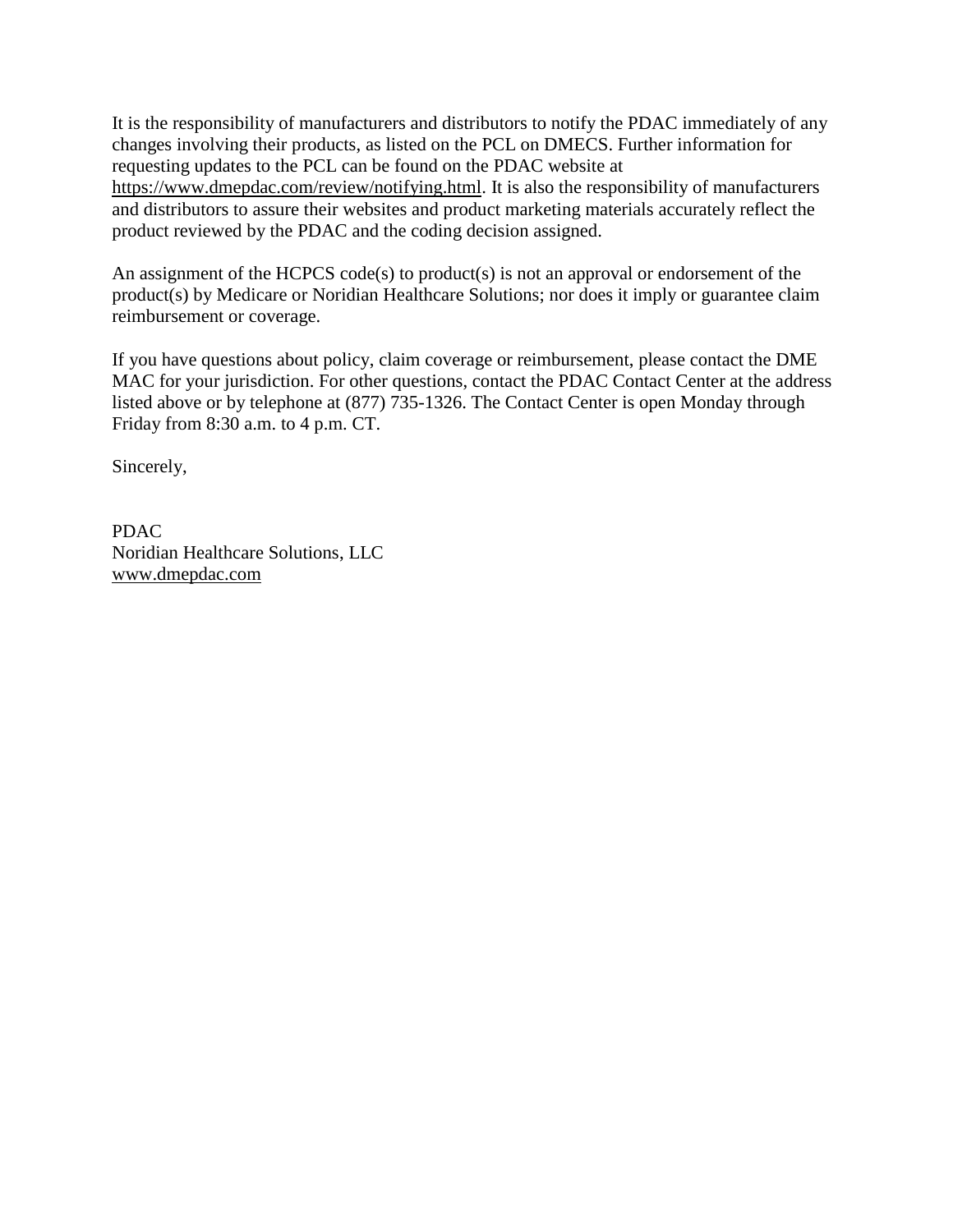It is the responsibility of manufacturers and distributors to notify the PDAC immediately of any changes involving their products, as listed on the PCL on DMECS. Further information for requesting updates to the PCL can be found on the PDAC website at https://www.dmepdac.com/review/notifying.html. It is also the responsibility of manufacturers and distributors to assure their websites and product marketing materials accurately reflect the product reviewed by the PDAC and the coding decision assigned.

An assignment of the HCPCS code(s) to product(s) is not an approval or endorsement of the product(s) by Medicare or Noridian Healthcare Solutions; nor does it imply or guarantee claim reimbursement or coverage.

If you have questions about policy, claim coverage or reimbursement, please contact the DME MAC for your jurisdiction. For other questions, contact the PDAC Contact Center at the address listed above or by telephone at (877) 735-1326. The Contact Center is open Monday through Friday from 8:30 a.m. to 4 p.m. CT.

Sincerely,

PDAC
Noridian Healthcare Solutions, LLC
www.dmepdac.com